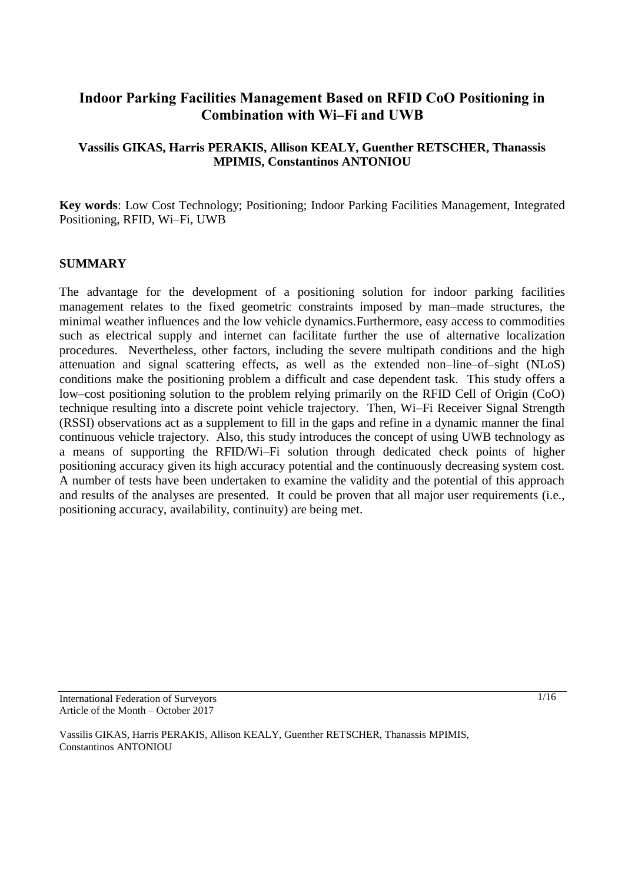# Indoor Parking Facilities Management Based on RFID CoO Positioning in Combination with Wi–Fi and UWB

**Vassilis GIKAS, Harris PERAKIS, Allison KEALY, Guenther RETSCHER, Thanassis MPIMIS, Constantinos ANTONIOU**

**Key words**: Low Cost Technology; Positioning; Indoor Parking Facilities Management, Integrated Positioning, RFID, Wi–Fi, UWB

## SUMMARY

The advantage for the development of a positioning solution for indoor parking facilities management relates to the fixed geometric constraints imposed by man–made structures, the minimal weather influences and the low vehicle dynamics.Furthermore, easy access to commodities such as electrical supply and internet can facilitate further the use of alternative localization procedures. Nevertheless, other factors, including the severe multipath conditions and the high attenuation and signal scattering effects, as well as the extended non–line–of–sight (NLoS) conditions make the positioning problem a difficult and case dependent task. This study offers a low–cost positioning solution to the problem relying primarily on the RFID Cell of Origin (CoO) technique resulting into a discrete point vehicle trajectory. Then, Wi–Fi Receiver Signal Strength (RSSI) observations act as a supplement to fill in the gaps and refine in a dynamic manner the final continuous vehicle trajectory. Also, this study introduces the concept of using UWB technology as a means of supporting the RFID/Wi–Fi solution through dedicated check points of higher positioning accuracy given its high accuracy potential and the continuously decreasing system cost. A number of tests have been undertaken to examine the validity and the potential of this approach and results of the analyses are presented. It could be proven that all major user requirements (i.e., positioning accuracy, availability, continuity) are being met.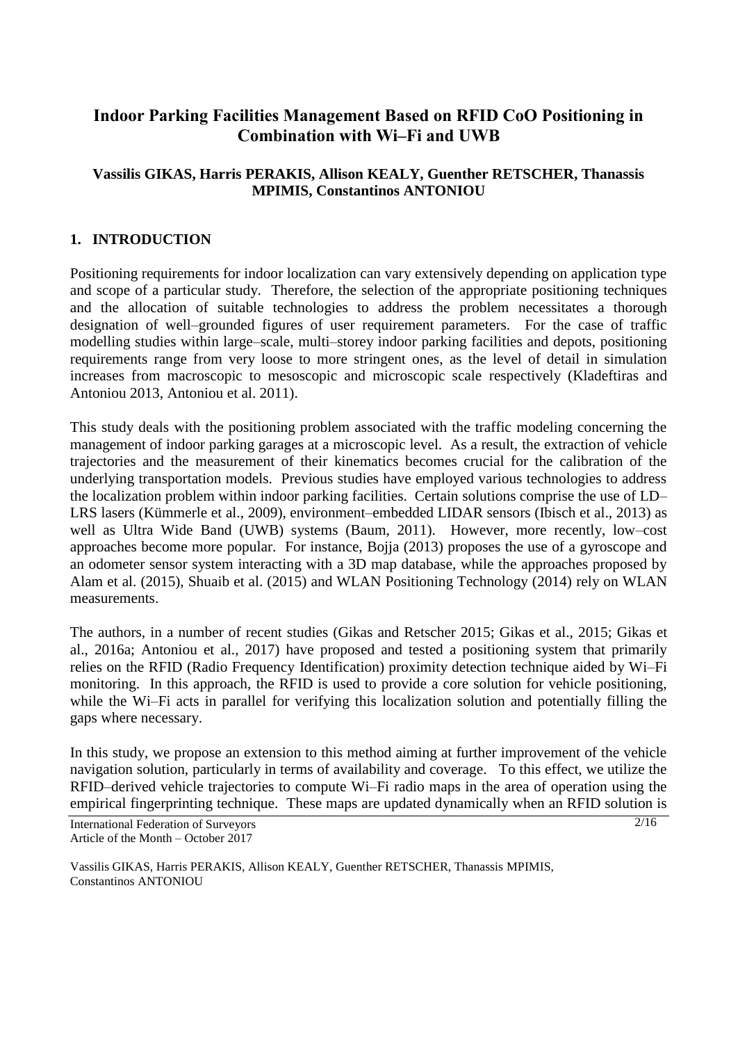# Indoor Parking Facilities Management Based on RFID CoO Positioning in Combination with Wi–Fi and UWB

**Vassilis GIKAS, Harris PERAKIS, Allison KEALY, Guenther RETSCHER, Thanassis MPIMIS, Constantinos ANTONIOU**

## 1. INTRODUCTION

Positioning requirements for indoor localization can vary extensively depending on application type and scope of a particular study. Therefore, the selection of the appropriate positioning techniques and the allocation of suitable technologies to address the problem necessitates a thorough designation of well–grounded figures of user requirement parameters. For the case of traffic modelling studies within large–scale, multi–storey indoor parking facilities and depots, positioning requirements range from very loose to more stringent ones, as the level of detail in simulation increases from macroscopic to mesoscopic and microscopic scale respectively (Kladeftiras and Antoniou 2013, Antoniou et al. 2011).

This study deals with the positioning problem associated with the traffic modeling concerning the management of indoor parking garages at a microscopic level. As a result, the extraction of vehicle trajectories and the measurement of their kinematics becomes crucial for the calibration of the underlying transportation models. Previous studies have employed various technologies to address the localization problem within indoor parking facilities. Certain solutions comprise the use of LD–LRS lasers (Kümmerle et al., 2009), environment–embedded LIDAR sensors (Ibisch et al., 2013) as well as Ultra Wide Band (UWB) systems (Baum, 2011). However, more recently, low–cost approaches become more popular. For instance, Bojja (2013) proposes the use of a gyroscope and an odometer sensor system interacting with a 3D map database, while the approaches proposed by Alam et al. (2015), Shuaib et al. (2015) and WLAN Positioning Technology (2014) rely on WLAN measurements.

The authors, in a number of recent studies (Gikas and Retscher 2015; Gikas et al., 2015; Gikas et al., 2016a; Antoniou et al., 2017) have proposed and tested a positioning system that primarily relies on the RFID (Radio Frequency Identification) proximity detection technique aided by Wi–Fi monitoring. In this approach, the RFID is used to provide a core solution for vehicle positioning, while the Wi–Fi acts in parallel for verifying this localization solution and potentially filling the gaps where necessary.

In this study, we propose an extension to this method aiming at further improvement of the vehicle navigation solution, particularly in terms of availability and coverage. To this effect, we utilize the RFID–derived vehicle trajectories to compute Wi–Fi radio maps in the area of operation using the empirical fingerprinting technique. These maps are updated dynamically when an RFID solution is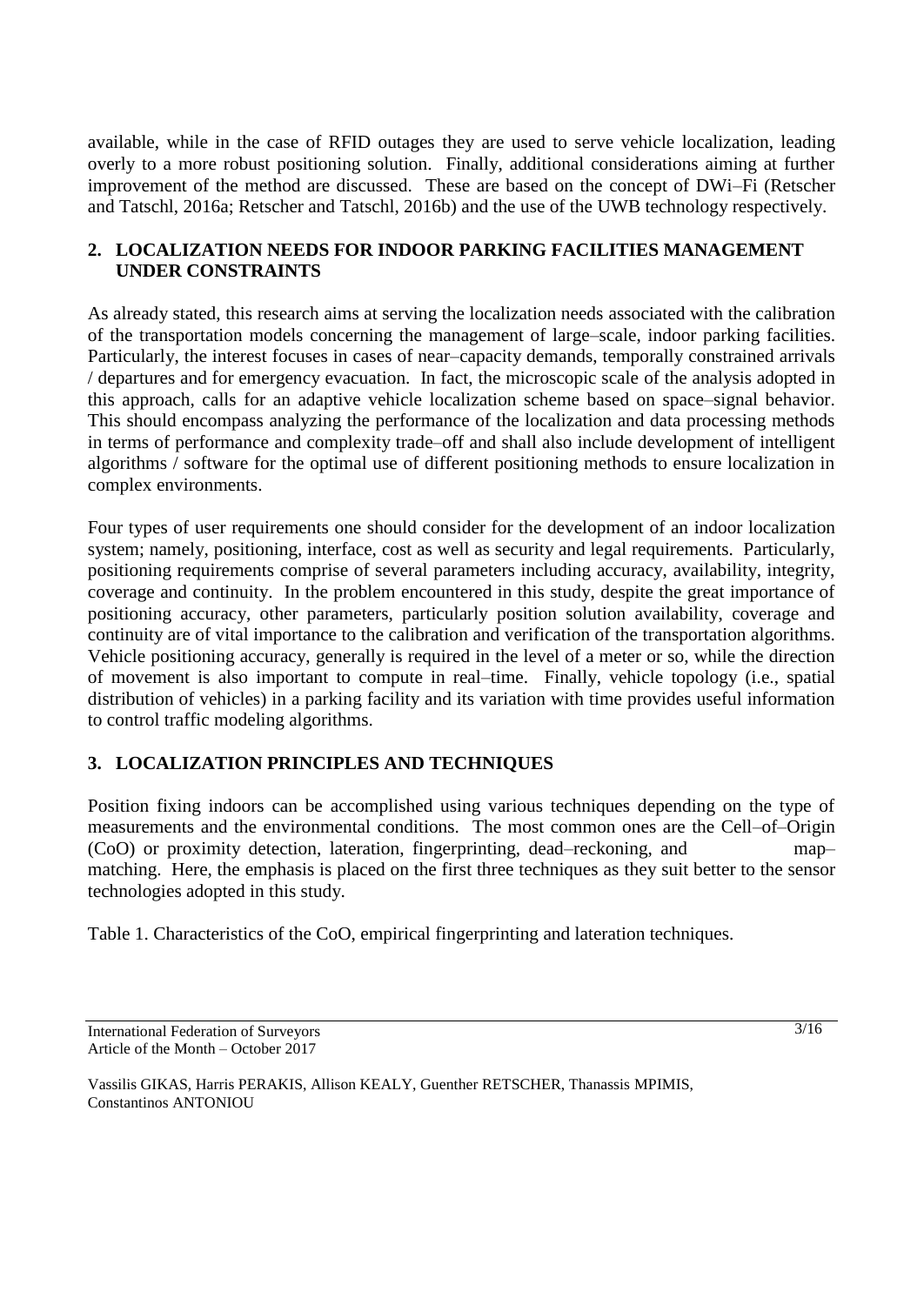available, while in the case of RFID outages they are used to serve vehicle localization, leading overly to a more robust positioning solution. Finally, additional considerations aiming at further improvement of the method are discussed. These are based on the concept of DWi–Fi (Retscher and Tatschl, 2016a; Retscher and Tatschl, 2016b) and the use of the UWB technology respectively.

## 2. LOCALIZATION NEEDS FOR INDOOR PARKING FACILITIES MANAGEMENT UNDER CONSTRAINTS

As already stated, this research aims at serving the localization needs associated with the calibration of the transportation models concerning the management of large–scale, indoor parking facilities. Particularly, the interest focuses in cases of near–capacity demands, temporally constrained arrivals / departures and for emergency evacuation. In fact, the microscopic scale of the analysis adopted in this approach, calls for an adaptive vehicle localization scheme based on space–signal behavior. This should encompass analyzing the performance of the localization and data processing methods in terms of performance and complexity trade–off and shall also include development of intelligent algorithms / software for the optimal use of different positioning methods to ensure localization in complex environments.

Four types of user requirements one should consider for the development of an indoor localization system; namely, positioning, interface, cost as well as security and legal requirements. Particularly, positioning requirements comprise of several parameters including accuracy, availability, integrity, coverage and continuity. In the problem encountered in this study, despite the great importance of positioning accuracy, other parameters, particularly position solution availability, coverage and continuity are of vital importance to the calibration and verification of the transportation algorithms. Vehicle positioning accuracy, generally is required in the level of a meter or so, while the direction of movement is also important to compute in real–time. Finally, vehicle topology (i.e., spatial distribution of vehicles) in a parking facility and its variation with time provides useful information to control traffic modeling algorithms.

## 3. LOCALIZATION PRINCIPLES AND TECHNIQUES

Position fixing indoors can be accomplished using various techniques depending on the type of measurements and the environmental conditions. The most common ones are the Cell–of–Origin (CoO) or proximity detection, lateration, fingerprinting, dead–reckoning, and map–matching. Here, the emphasis is placed on the first three techniques as they suit better to the sensor technologies adopted in this study.

Table 1. Characteristics of the CoO, empirical fingerprinting and lateration techniques.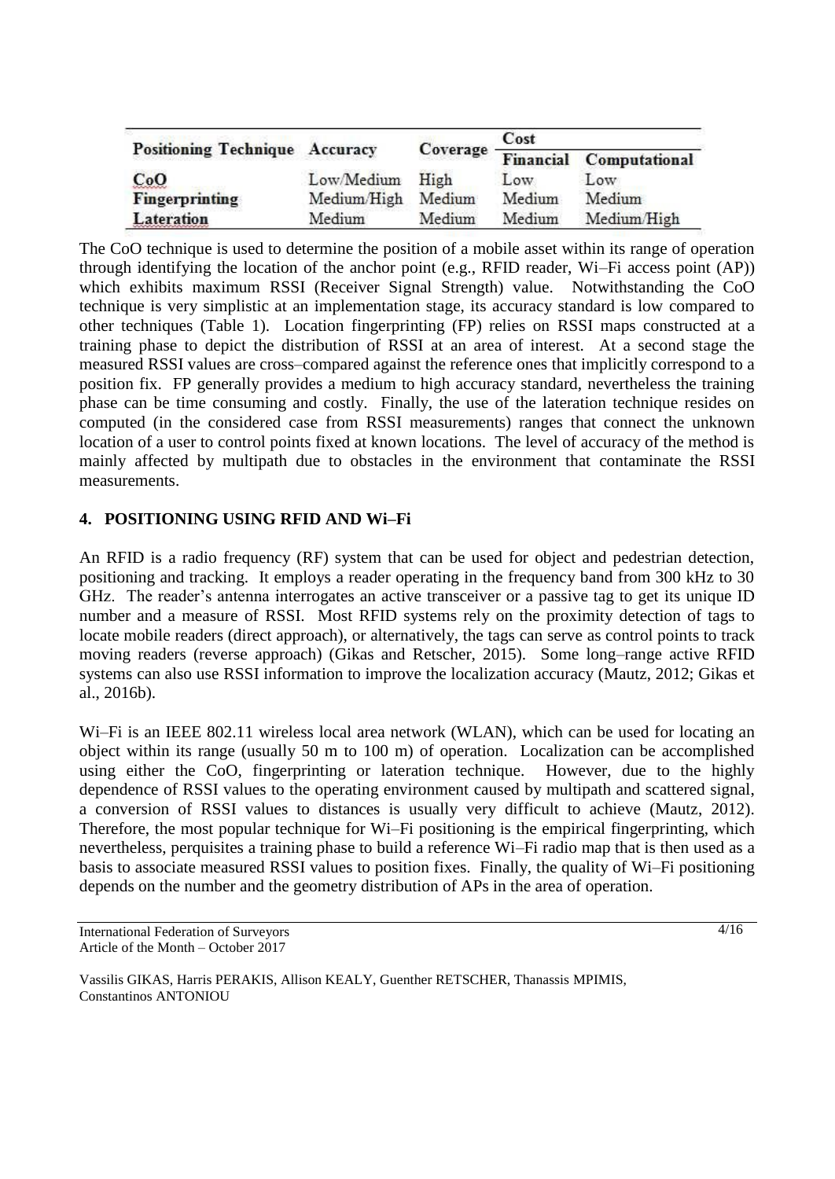| Positioning Technique | Accuracy | Coverage | Cost | |
|---|---|---|---|---|
| | | | Financial | Computational |
| **CoO** | Low/Medium | High | Low | Low |
| **Fingerprinting** | Medium/High | Medium | Medium | Medium |
| **Lateration** | Medium | Medium | Medium | Medium/High |

The CoO technique is used to determine the position of a mobile asset within its range of operation through identifying the location of the anchor point (e.g., RFID reader, Wi–Fi access point (AP)) which exhibits maximum RSSI (Receiver Signal Strength) value. Notwithstanding the CoO technique is very simplistic at an implementation stage, its accuracy standard is low compared to other techniques (Table 1). Location fingerprinting (FP) relies on RSSI maps constructed at a training phase to depict the distribution of RSSI at an area of interest. At a second stage the measured RSSI values are cross–compared against the reference ones that implicitly correspond to a position fix. FP generally provides a medium to high accuracy standard, nevertheless the training phase can be time consuming and costly. Finally, the use of the lateration technique resides on computed (in the considered case from RSSI measurements) ranges that connect the unknown location of a user to control points fixed at known locations. The level of accuracy of the method is mainly affected by multipath due to obstacles in the environment that contaminate the RSSI measurements.

## 4. POSITIONING USING RFID AND Wi–Fi

An RFID is a radio frequency (RF) system that can be used for object and pedestrian detection, positioning and tracking. It employs a reader operating in the frequency band from 300 kHz to 30 GHz. The reader's antenna interrogates an active transceiver or a passive tag to get its unique ID number and a measure of RSSI. Most RFID systems rely on the proximity detection of tags to locate mobile readers (direct approach), or alternatively, the tags can serve as control points to track moving readers (reverse approach) (Gikas and Retscher, 2015). Some long–range active RFID systems can also use RSSI information to improve the localization accuracy (Mautz, 2012; Gikas et al., 2016b).

Wi–Fi is an IEEE 802.11 wireless local area network (WLAN), which can be used for locating an object within its range (usually 50 m to 100 m) of operation. Localization can be accomplished using either the CoO, fingerprinting or lateration technique. However, due to the highly dependence of RSSI values to the operating environment caused by multipath and scattered signal, a conversion of RSSI values to distances is usually very difficult to achieve (Mautz, 2012). Therefore, the most popular technique for Wi–Fi positioning is the empirical fingerprinting, which nevertheless, perquisites a training phase to build a reference Wi–Fi radio map that is then used as a basis to associate measured RSSI values to position fixes. Finally, the quality of Wi–Fi positioning depends on the number and the geometry distribution of APs in the area of operation.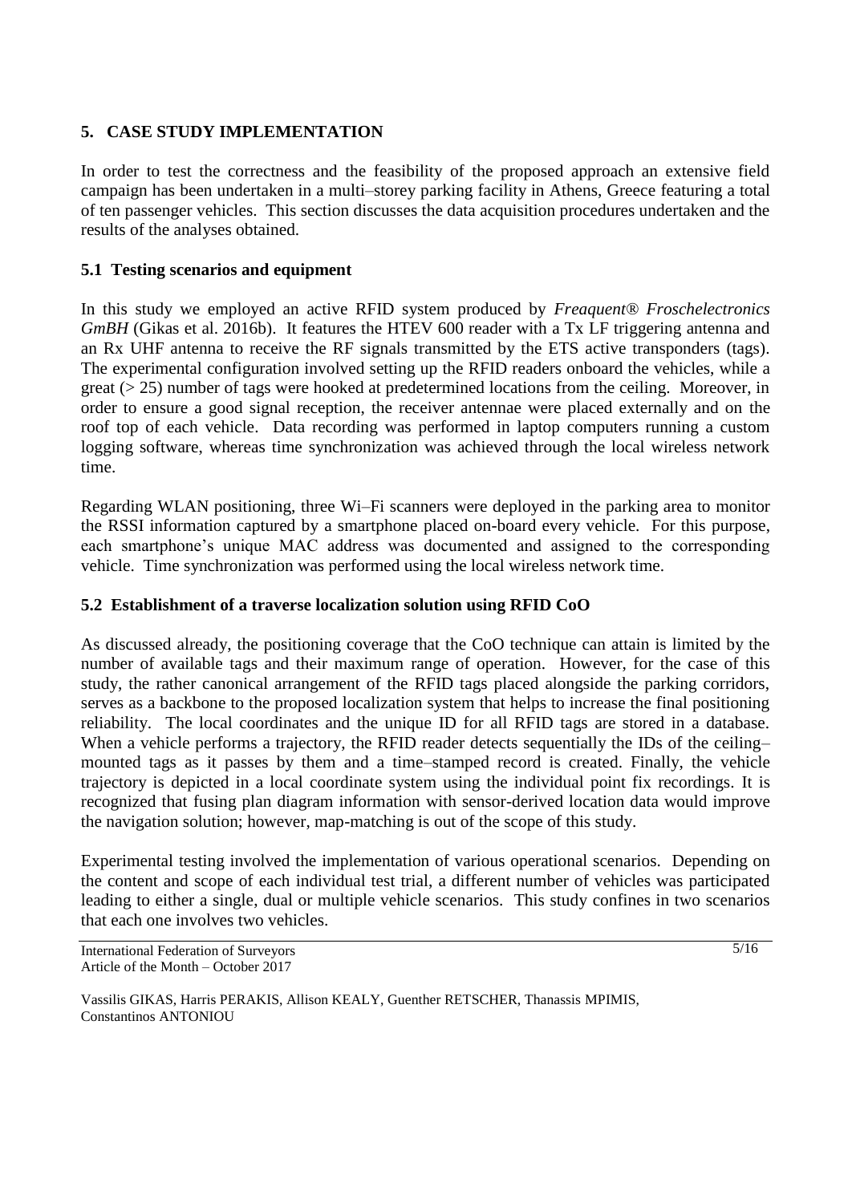## 5. CASE STUDY IMPLEMENTATION

In order to test the correctness and the feasibility of the proposed approach an extensive field campaign has been undertaken in a multi–storey parking facility in Athens, Greece featuring a total of ten passenger vehicles. This section discusses the data acquisition procedures undertaken and the results of the analyses obtained.

### 5.1 Testing scenarios and equipment

In this study we employed an active RFID system produced by *Freaquent® Froschelectronics GmBH* (Gikas et al. 2016b). It features the HTEV 600 reader with a Tx LF triggering antenna and an Rx UHF antenna to receive the RF signals transmitted by the ETS active transponders (tags). The experimental configuration involved setting up the RFID readers onboard the vehicles, while a great (> 25) number of tags were hooked at predetermined locations from the ceiling. Moreover, in order to ensure a good signal reception, the receiver antennae were placed externally and on the roof top of each vehicle. Data recording was performed in laptop computers running a custom logging software, whereas time synchronization was achieved through the local wireless network time.

Regarding WLAN positioning, three Wi–Fi scanners were deployed in the parking area to monitor the RSSI information captured by a smartphone placed on-board every vehicle. For this purpose, each smartphone's unique MAC address was documented and assigned to the corresponding vehicle. Time synchronization was performed using the local wireless network time.

### 5.2 Establishment of a traverse localization solution using RFID CoO

As discussed already, the positioning coverage that the CoO technique can attain is limited by the number of available tags and their maximum range of operation. However, for the case of this study, the rather canonical arrangement of the RFID tags placed alongside the parking corridors, serves as a backbone to the proposed localization system that helps to increase the final positioning reliability. The local coordinates and the unique ID for all RFID tags are stored in a database. When a vehicle performs a trajectory, the RFID reader detects sequentially the IDs of the ceiling–mounted tags as it passes by them and a time–stamped record is created. Finally, the vehicle trajectory is depicted in a local coordinate system using the individual point fix recordings. It is recognized that fusing plan diagram information with sensor-derived location data would improve the navigation solution; however, map-matching is out of the scope of this study.

Experimental testing involved the implementation of various operational scenarios. Depending on the content and scope of each individual test trial, a different number of vehicles was participated leading to either a single, dual or multiple vehicle scenarios. This study confines in two scenarios that each one involves two vehicles.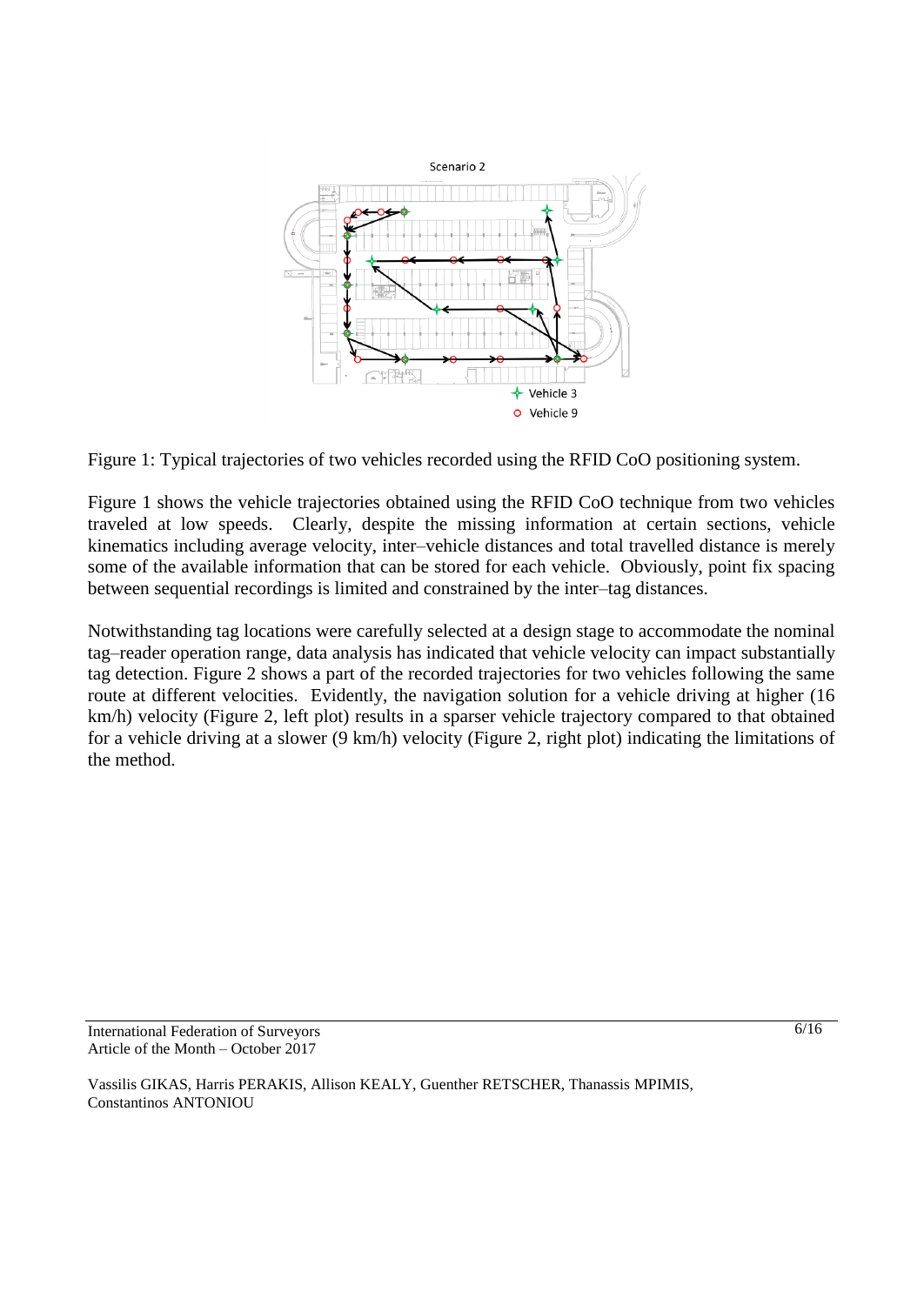Figure 1: Typical trajectories of two vehicles recorded using the RFID CoO positioning system.

Figure 1 shows the vehicle trajectories obtained using the RFID CoO technique from two vehicles traveled at low speeds. Clearly, despite the missing information at certain sections, vehicle kinematics including average velocity, inter–vehicle distances and total travelled distance is merely some of the available information that can be stored for each vehicle. Obviously, point fix spacing between sequential recordings is limited and constrained by the inter–tag distances.

Notwithstanding tag locations were carefully selected at a design stage to accommodate the nominal tag–reader operation range, data analysis has indicated that vehicle velocity can impact substantially tag detection. Figure 2 shows a part of the recorded trajectories for two vehicles following the same route at different velocities. Evidently, the navigation solution for a vehicle driving at higher (16 km/h) velocity (Figure 2, left plot) results in a sparser vehicle trajectory compared to that obtained for a vehicle driving at a slower (9 km/h) velocity (Figure 2, right plot) indicating the limitations of the method.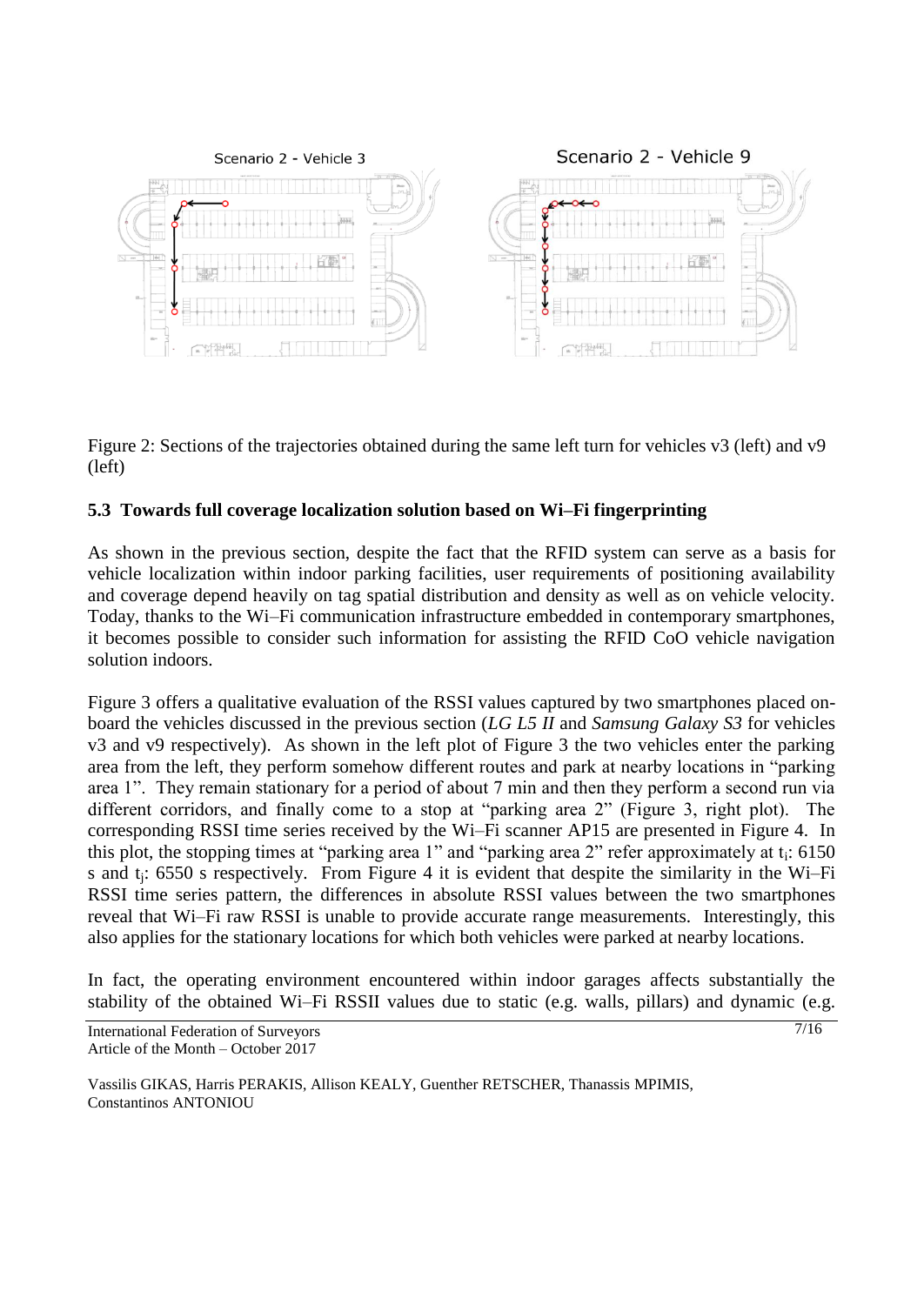Figure 2: Sections of the trajectories obtained during the same left turn for vehicles v3 (left) and v9 (left)

### 5.3 Towards full coverage localization solution based on Wi–Fi fingerprinting

As shown in the previous section, despite the fact that the RFID system can serve as a basis for vehicle localization within indoor parking facilities, user requirements of positioning availability and coverage depend heavily on tag spatial distribution and density as well as on vehicle velocity. Today, thanks to the Wi–Fi communication infrastructure embedded in contemporary smartphones, it becomes possible to consider such information for assisting the RFID CoO vehicle navigation solution indoors.

Figure 3 offers a qualitative evaluation of the RSSI values captured by two smartphones placed on-board the vehicles discussed in the previous section (*LG L5 II* and *Samsung Galaxy S3* for vehicles v3 and v9 respectively). As shown in the left plot of Figure 3 the two vehicles enter the parking area from the left, they perform somehow different routes and park at nearby locations in "parking area 1". They remain stationary for a period of about 7 min and then they perform a second run via different corridors, and finally come to a stop at "parking area 2" (Figure 3, right plot). The corresponding RSSI time series received by the Wi–Fi scanner AP15 are presented in Figure 4. In this plot, the stopping times at "parking area 1" and "parking area 2" refer approximately at $t_i$: 6150 s and $t_j$: 6550 s respectively. From Figure 4 it is evident that despite the similarity in the Wi–Fi RSSI time series pattern, the differences in absolute RSSI values between the two smartphones reveal that Wi–Fi raw RSSI is unable to provide accurate range measurements. Interestingly, this also applies for the stationary locations for which both vehicles were parked at nearby locations.

In fact, the operating environment encountered within indoor garages affects substantially the stability of the obtained Wi–Fi RSSII values due to static (e.g. walls, pillars) and dynamic (e.g.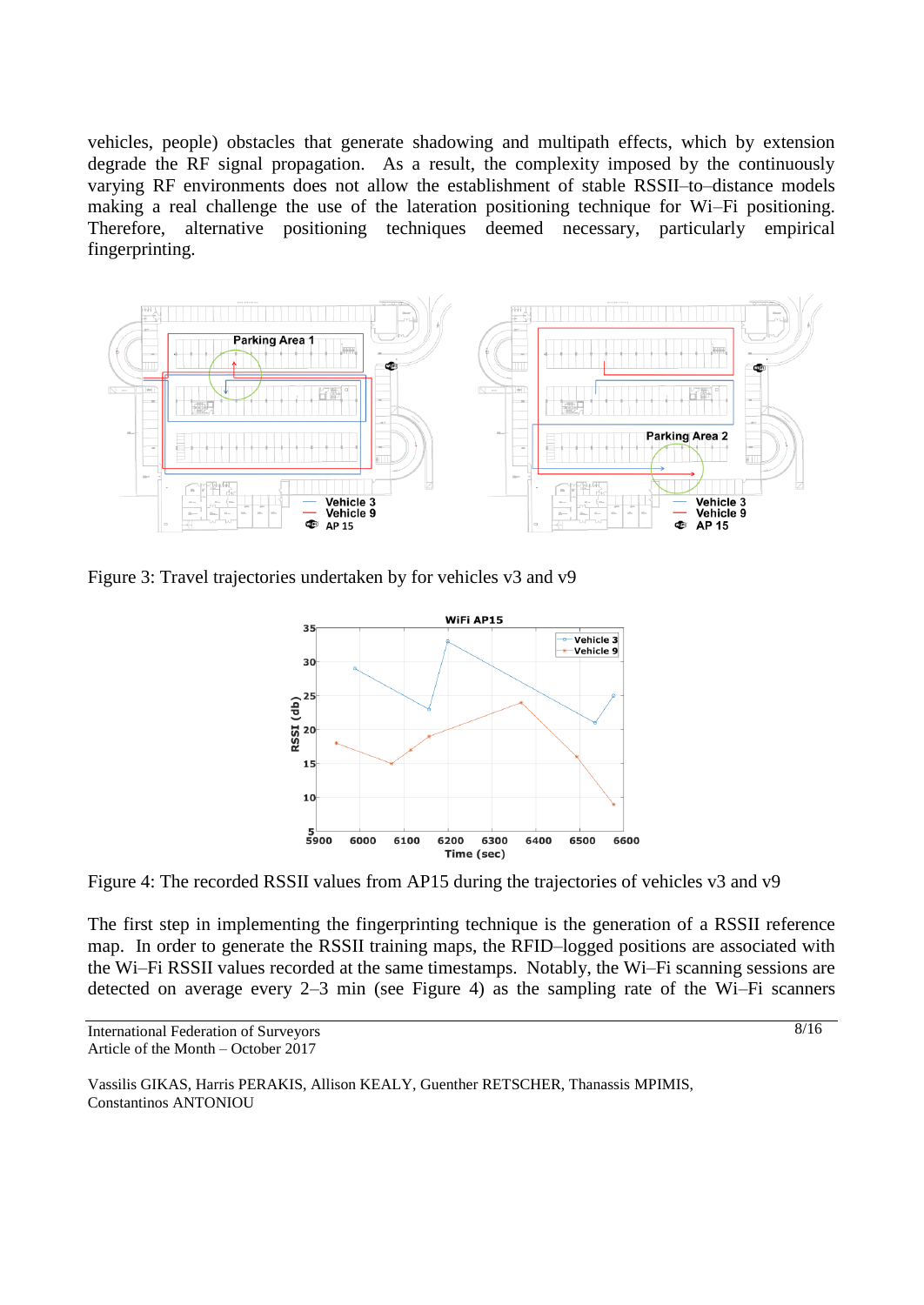vehicles, people) obstacles that generate shadowing and multipath effects, which by extension degrade the RF signal propagation. As a result, the complexity imposed by the continuously varying RF environments does not allow the establishment of stable RSSII–to–distance models making a real challenge the use of the lateration positioning technique for Wi–Fi positioning. Therefore, alternative positioning techniques deemed necessary, particularly empirical fingerprinting.

Figure 3: Travel trajectories undertaken by for vehicles v3 and v9

Figure 4: The recorded RSSII values from AP15 during the trajectories of vehicles v3 and v9

The first step in implementing the fingerprinting technique is the generation of a RSSII reference map. In order to generate the RSSII training maps, the RFID–logged positions are associated with the Wi–Fi RSSII values recorded at the same timestamps. Notably, the Wi–Fi scanning sessions are detected on average every 2–3 min (see Figure 4) as the sampling rate of the Wi–Fi scanners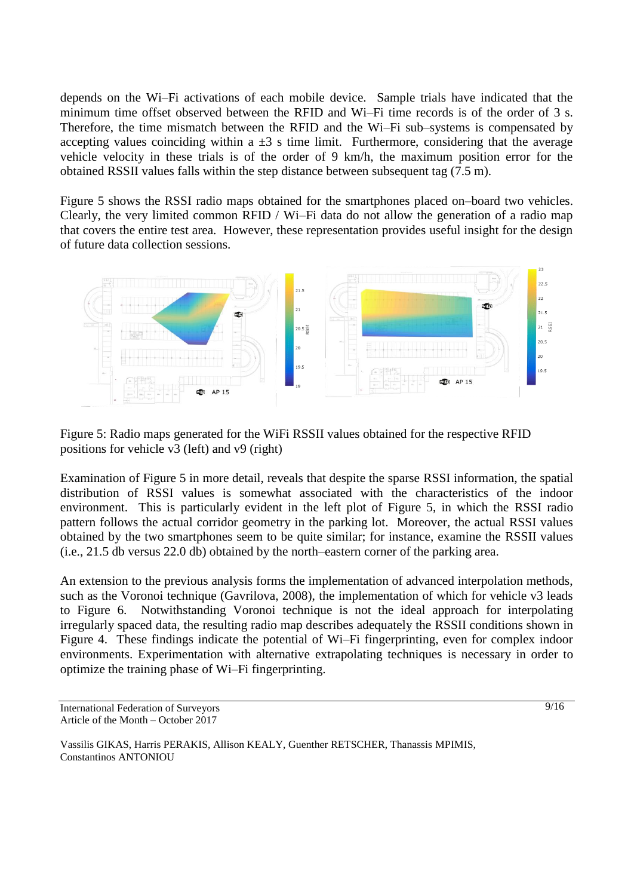depends on the Wi–Fi activations of each mobile device. Sample trials have indicated that the minimum time offset observed between the RFID and Wi–Fi time records is of the order of 3 s. Therefore, the time mismatch between the RFID and the Wi–Fi sub–systems is compensated by accepting values coinciding within a ±3 s time limit. Furthermore, considering that the average vehicle velocity in these trials is of the order of 9 km/h, the maximum position error for the obtained RSSII values falls within the step distance between subsequent tag (7.5 m).

Figure 5 shows the RSSI radio maps obtained for the smartphones placed on–board two vehicles. Clearly, the very limited common RFID / Wi–Fi data do not allow the generation of a radio map that covers the entire test area. However, these representation provides useful insight for the design of future data collection sessions.

Figure 5: Radio maps generated for the WiFi RSSII values obtained for the respective RFID positions for vehicle v3 (left) and v9 (right)

Examination of Figure 5 in more detail, reveals that despite the sparse RSSI information, the spatial distribution of RSSI values is somewhat associated with the characteristics of the indoor environment. This is particularly evident in the left plot of Figure 5, in which the RSSI radio pattern follows the actual corridor geometry in the parking lot. Moreover, the actual RSSI values obtained by the two smartphones seem to be quite similar; for instance, examine the RSSII values (i.e., 21.5 db versus 22.0 db) obtained by the north–eastern corner of the parking area.

An extension to the previous analysis forms the implementation of advanced interpolation methods, such as the Voronoi technique (Gavrilova, 2008), the implementation of which for vehicle v3 leads to Figure 6. Notwithstanding Voronoi technique is not the ideal approach for interpolating irregularly spaced data, the resulting radio map describes adequately the RSSII conditions shown in Figure 4. These findings indicate the potential of Wi–Fi fingerprinting, even for complex indoor environments. Experimentation with alternative extrapolating techniques is necessary in order to optimize the training phase of Wi–Fi fingerprinting.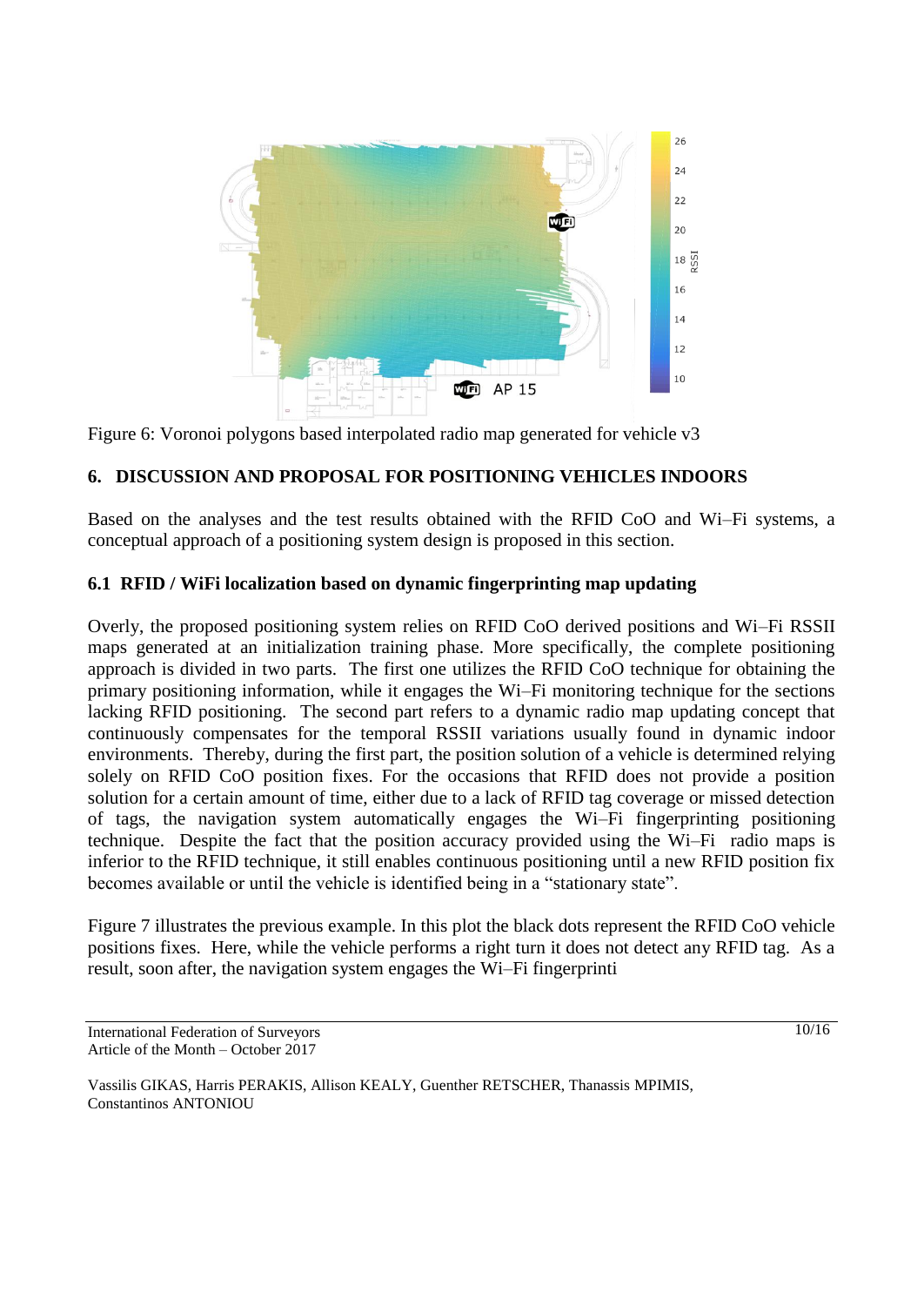Figure 6: Voronoi polygons based interpolated radio map generated for vehicle v3

## 6. DISCUSSION AND PROPOSAL FOR POSITIONING VEHICLES INDOORS

Based on the analyses and the test results obtained with the RFID CoO and Wi–Fi systems, a conceptual approach of a positioning system design is proposed in this section.

### 6.1 RFID / WiFi localization based on dynamic fingerprinting map updating

Overly, the proposed positioning system relies on RFID CoO derived positions and Wi–Fi RSSII maps generated at an initialization training phase. More specifically, the complete positioning approach is divided in two parts. The first one utilizes the RFID CoO technique for obtaining the primary positioning information, while it engages the Wi–Fi monitoring technique for the sections lacking RFID positioning. The second part refers to a dynamic radio map updating concept that continuously compensates for the temporal RSSII variations usually found in dynamic indoor environments. Thereby, during the first part, the position solution of a vehicle is determined relying solely on RFID CoO position fixes. For the occasions that RFID does not provide a position solution for a certain amount of time, either due to a lack of RFID tag coverage or missed detection of tags, the navigation system automatically engages the Wi–Fi fingerprinting positioning technique. Despite the fact that the position accuracy provided using the Wi–Fi radio maps is inferior to the RFID technique, it still enables continuous positioning until a new RFID position fix becomes available or until the vehicle is identified being in a "stationary state".

Figure 7 illustrates the previous example. In this plot the black dots represent the RFID CoO vehicle positions fixes. Here, while the vehicle performs a right turn it does not detect any RFID tag. As a result, soon after, the navigation system engages the Wi–Fi fingerprinti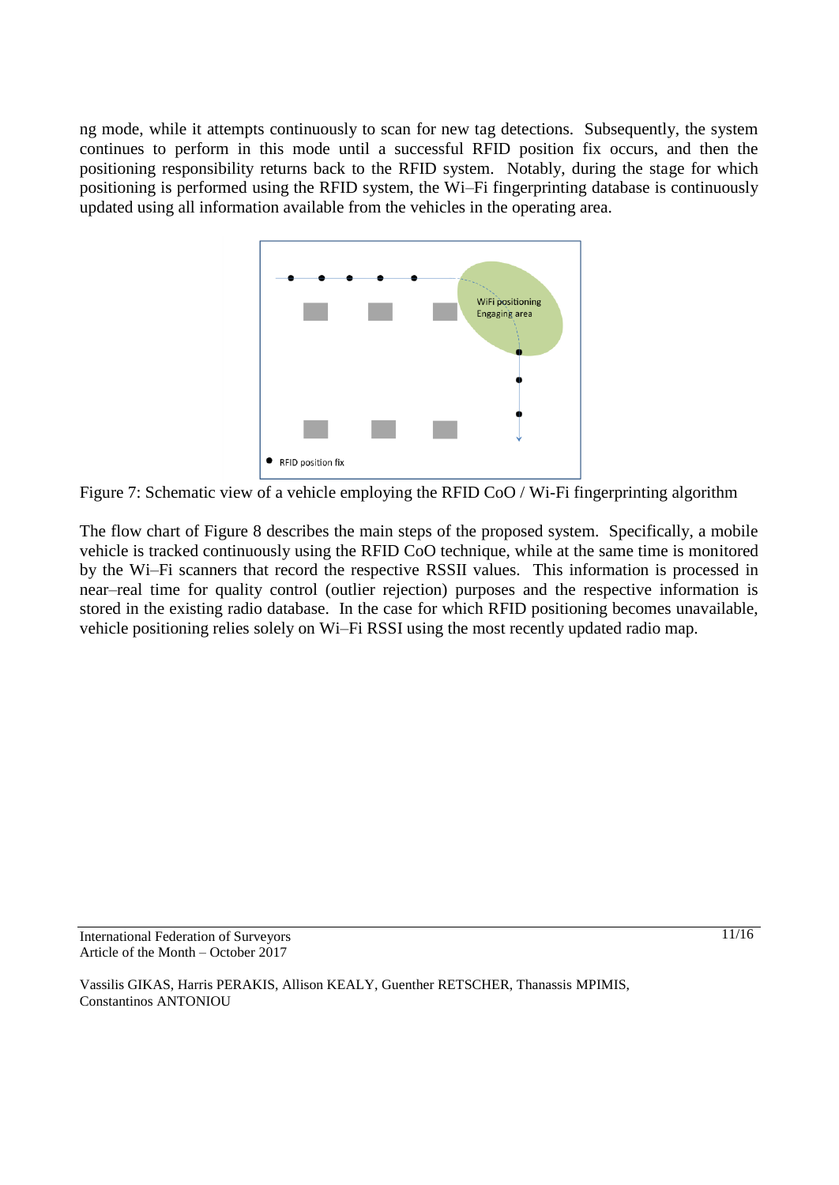ng mode, while it attempts continuously to scan for new tag detections. Subsequently, the system continues to perform in this mode until a successful RFID position fix occurs, and then the positioning responsibility returns back to the RFID system. Notably, during the stage for which positioning is performed using the RFID system, the Wi–Fi fingerprinting database is continuously updated using all information available from the vehicles in the operating area.

Figure 7: Schematic view of a vehicle employing the RFID CoO / Wi-Fi fingerprinting algorithm

The flow chart of Figure 8 describes the main steps of the proposed system. Specifically, a mobile vehicle is tracked continuously using the RFID CoO technique, while at the same time is monitored by the Wi–Fi scanners that record the respective RSSII values. This information is processed in near–real time for quality control (outlier rejection) purposes and the respective information is stored in the existing radio database. In the case for which RFID positioning becomes unavailable, vehicle positioning relies solely on Wi–Fi RSSI using the most recently updated radio map.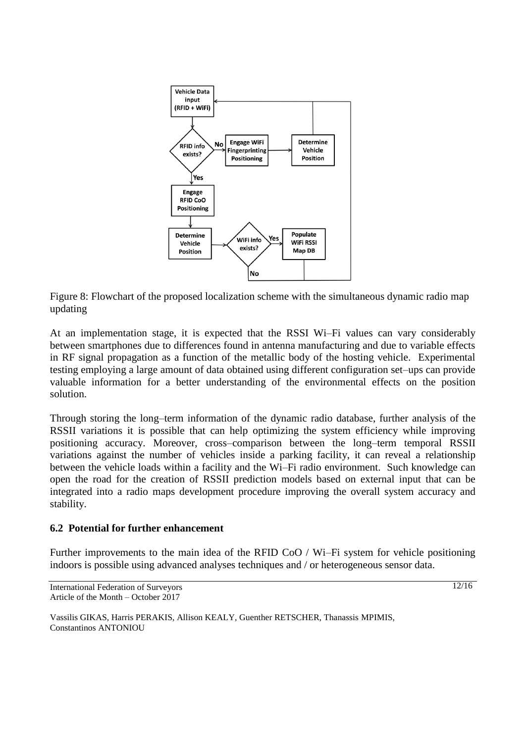Figure 8: Flowchart of the proposed localization scheme with the simultaneous dynamic radio map updating

At an implementation stage, it is expected that the RSSI Wi–Fi values can vary considerably between smartphones due to differences found in antenna manufacturing and due to variable effects in RF signal propagation as a function of the metallic body of the hosting vehicle. Experimental testing employing a large amount of data obtained using different configuration set–ups can provide valuable information for a better understanding of the environmental effects on the position solution.

Through storing the long–term information of the dynamic radio database, further analysis of the RSSII variations it is possible that can help optimizing the system efficiency while improving positioning accuracy. Moreover, cross–comparison between the long–term temporal RSSII variations against the number of vehicles inside a parking facility, it can reveal a relationship between the vehicle loads within a facility and the Wi–Fi radio environment. Such knowledge can open the road for the creation of RSSII prediction models based on external input that can be integrated into a radio maps development procedure improving the overall system accuracy and stability.

### 6.2 Potential for further enhancement

Further improvements to the main idea of the RFID CoO / Wi–Fi system for vehicle positioning indoors is possible using advanced analyses techniques and / or heterogeneous sensor data.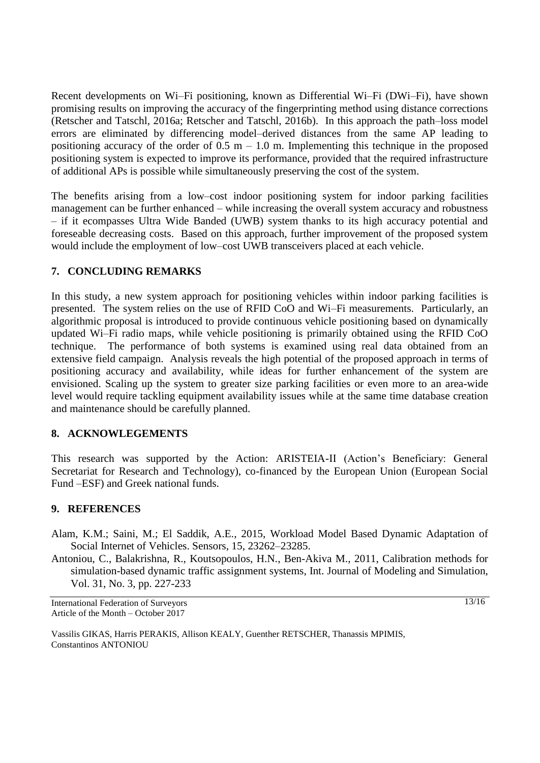Recent developments on Wi–Fi positioning, known as Differential Wi–Fi (DWi–Fi), have shown promising results on improving the accuracy of the fingerprinting method using distance corrections (Retscher and Tatschl, 2016a; Retscher and Tatschl, 2016b). In this approach the path–loss model errors are eliminated by differencing model–derived distances from the same AP leading to positioning accuracy of the order of 0.5 m – 1.0 m. Implementing this technique in the proposed positioning system is expected to improve its performance, provided that the required infrastructure of additional APs is possible while simultaneously preserving the cost of the system.

The benefits arising from a low–cost indoor positioning system for indoor parking facilities management can be further enhanced – while increasing the overall system accuracy and robustness – if it ecompasses Ultra Wide Banded (UWB) system thanks to its high accuracy potential and foreseable decreasing costs. Based on this approach, further improvement of the proposed system would include the employment of low–cost UWB transceivers placed at each vehicle.

## 7. CONCLUDING REMARKS

In this study, a new system approach for positioning vehicles within indoor parking facilities is presented. The system relies on the use of RFID CoO and Wi–Fi measurements. Particularly, an algorithmic proposal is introduced to provide continuous vehicle positioning based on dynamically updated Wi–Fi radio maps, while vehicle positioning is primarily obtained using the RFID CoO technique. The performance of both systems is examined using real data obtained from an extensive field campaign. Analysis reveals the high potential of the proposed approach in terms of positioning accuracy and availability, while ideas for further enhancement of the system are envisioned. Scaling up the system to greater size parking facilities or even more to an area-wide level would require tackling equipment availability issues while at the same time database creation and maintenance should be carefully planned.

## 8. ACKNOWLEGEMENTS

This research was supported by the Action: ARISTEIA-II (Action's Beneficiary: General Secretariat for Research and Technology), co-financed by the European Union (European Social Fund –ESF) and Greek national funds.

## 9. REFERENCES

Alam, K.M.; Saini, M.; El Saddik, A.E., 2015, Workload Model Based Dynamic Adaptation of Social Internet of Vehicles. Sensors, 15, 23262–23285.

Antoniou, C., Balakrishna, R., Koutsopoulos, H.N., Ben-Akiva M., 2011, Calibration methods for simulation-based dynamic traffic assignment systems, Int. Journal of Modeling and Simulation, Vol. 31, No. 3, pp. 227-233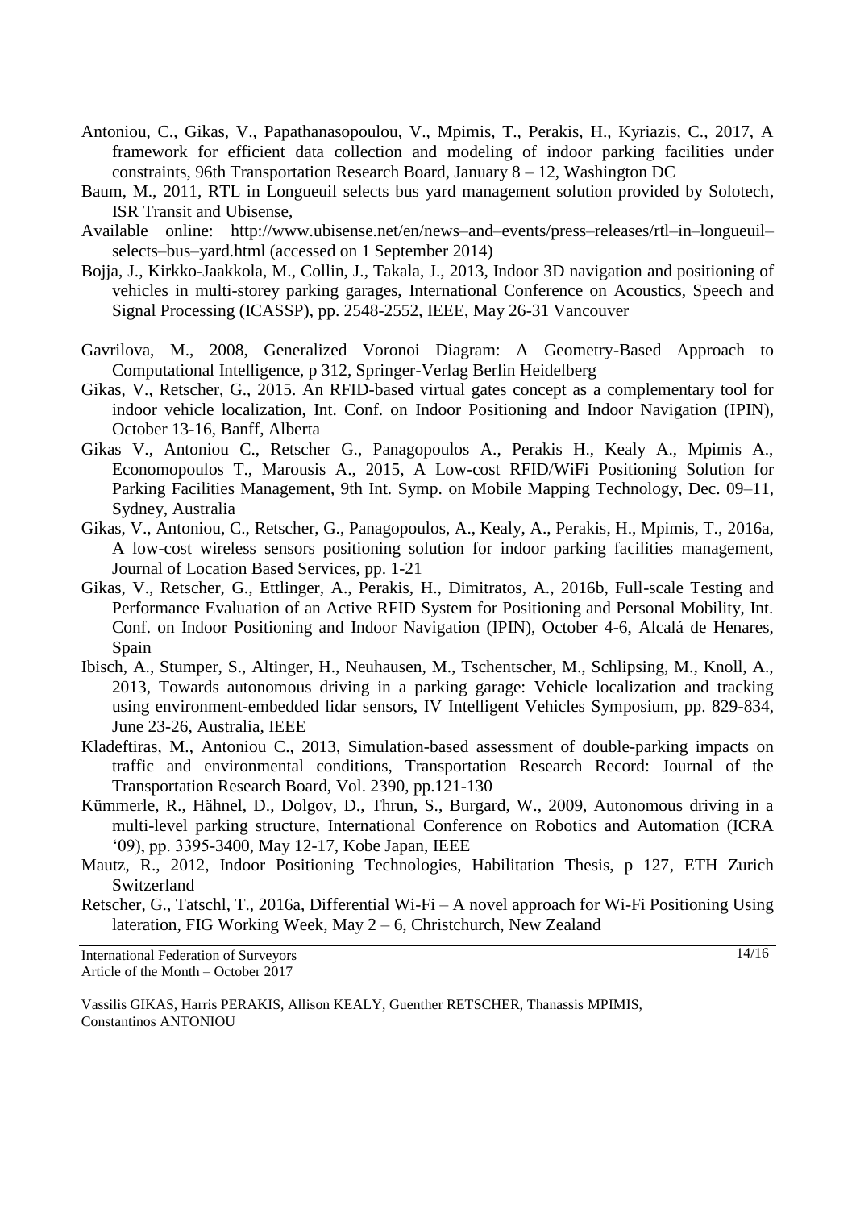Antoniou, C., Gikas, V., Papathanasopoulou, V., Mpimis, T., Perakis, H., Kyriazis, C., 2017, A framework for efficient data collection and modeling of indoor parking facilities under constraints, 96th Transportation Research Board, January 8 – 12, Washington DC

Baum, M., 2011, RTL in Longueuil selects bus yard management solution provided by Solotech, ISR Transit and Ubisense,

Available online: http://www.ubisense.net/en/news–and–events/press–releases/rtl–in–longueuil–selects–bus–yard.html (accessed on 1 September 2014)

Bojja, J., Kirkko-Jaakkola, M., Collin, J., Takala, J., 2013, Indoor 3D navigation and positioning of vehicles in multi-storey parking garages, International Conference on Acoustics, Speech and Signal Processing (ICASSP), pp. 2548-2552, IEEE, May 26-31 Vancouver

Gavrilova, M., 2008, Generalized Voronoi Diagram: A Geometry-Based Approach to Computational Intelligence, p 312, Springer-Verlag Berlin Heidelberg

Gikas, V., Retscher, G., 2015. An RFID-based virtual gates concept as a complementary tool for indoor vehicle localization, Int. Conf. on Indoor Positioning and Indoor Navigation (IPIN), October 13-16, Banff, Alberta

Gikas V., Antoniou C., Retscher G., Panagopoulos A., Perakis H., Kealy A., Mpimis A., Economopoulos T., Marousis A., 2015, A Low-cost RFID/WiFi Positioning Solution for Parking Facilities Management, 9th Int. Symp. on Mobile Mapping Technology, Dec. 09–11, Sydney, Australia

Gikas, V., Antoniou, C., Retscher, G., Panagopoulos, A., Kealy, A., Perakis, H., Mpimis, T., 2016a, A low-cost wireless sensors positioning solution for indoor parking facilities management, Journal of Location Based Services, pp. 1-21

Gikas, V., Retscher, G., Ettlinger, A., Perakis, H., Dimitratos, A., 2016b, Full-scale Testing and Performance Evaluation of an Active RFID System for Positioning and Personal Mobility, Int. Conf. on Indoor Positioning and Indoor Navigation (IPIN), October 4-6, Alcalá de Henares, Spain

Ibisch, A., Stumper, S., Altinger, H., Neuhausen, M., Tschentscher, M., Schlipsing, M., Knoll, A., 2013, Towards autonomous driving in a parking garage: Vehicle localization and tracking using environment-embedded lidar sensors, IV Intelligent Vehicles Symposium, pp. 829-834, June 23-26, Australia, IEEE

Kladeftiras, M., Antoniou C., 2013, Simulation-based assessment of double-parking impacts on traffic and environmental conditions, Transportation Research Record: Journal of the Transportation Research Board, Vol. 2390, pp.121-130

Kümmerle, R., Hähnel, D., Dolgov, D., Thrun, S., Burgard, W., 2009, Autonomous driving in a multi-level parking structure, International Conference on Robotics and Automation (ICRA '09), pp. 3395-3400, May 12-17, Kobe Japan, IEEE

Mautz, R., 2012, Indoor Positioning Technologies, Habilitation Thesis, p 127, ETH Zurich Switzerland

Retscher, G., Tatschl, T., 2016a, Differential Wi-Fi – A novel approach for Wi-Fi Positioning Using lateration, FIG Working Week, May 2 – 6, Christchurch, New Zealand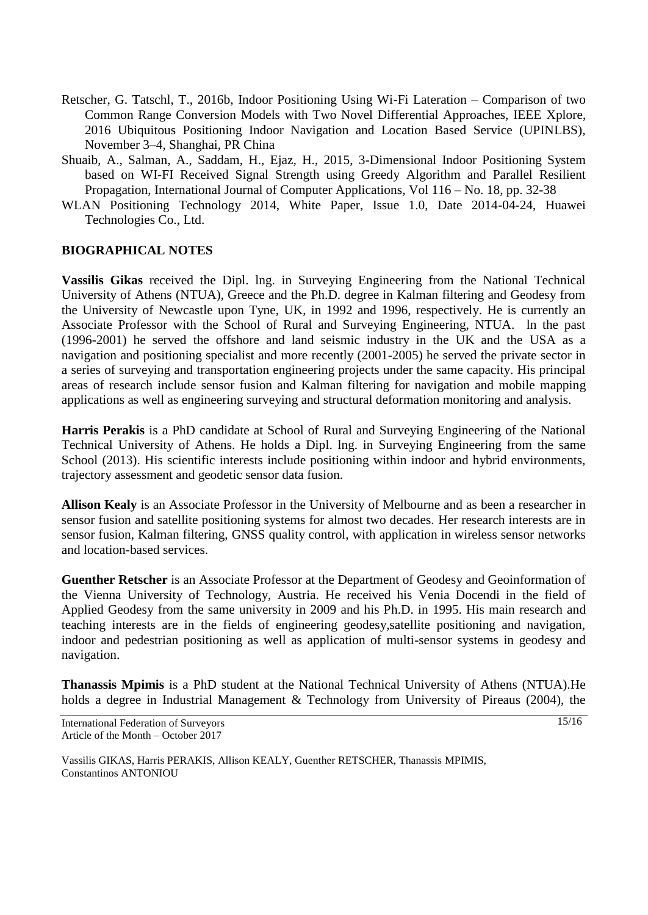Retscher, G. Tatschl, T., 2016b, Indoor Positioning Using Wi-Fi Lateration – Comparison of two Common Range Conversion Models with Two Novel Differential Approaches, IEEE Xplore, 2016 Ubiquitous Positioning Indoor Navigation and Location Based Service (UPINLBS), November 3–4, Shanghai, PR China

Shuaib, A., Salman, A., Saddam, H., Ejaz, H., 2015, 3-Dimensional Indoor Positioning System based on WI-FI Received Signal Strength using Greedy Algorithm and Parallel Resilient Propagation, International Journal of Computer Applications, Vol 116 – No. 18, pp. 32-38

WLAN Positioning Technology 2014, White Paper, Issue 1.0, Date 2014-04-24, Huawei Technologies Co., Ltd.

## BIOGRAPHICAL NOTES

**Vassilis Gikas** received the Dipl. lng. in Surveying Engineering from the National Technical University of Athens (NTUA), Greece and the Ph.D. degree in Kalman filtering and Geodesy from the University of Newcastle upon Tyne, UK, in 1992 and 1996, respectively. He is currently an Associate Professor with the School of Rural and Surveying Engineering, NTUA. ln the past (1996-2001) he served the offshore and land seismic industry in the UK and the USA as a navigation and positioning specialist and more recently (2001-2005) he served the private sector in a series of surveying and transportation engineering projects under the same capacity. His principal areas of research include sensor fusion and Kalman filtering for navigation and mobile mapping applications as well as engineering surveying and structural deformation monitoring and analysis.

**Harris Perakis** is a PhD candidate at School of Rural and Surveying Engineering of the National Technical University of Athens. He holds a Dipl. lng. in Surveying Engineering from the same School (2013). His scientific interests include positioning within indoor and hybrid environments, trajectory assessment and geodetic sensor data fusion.

**Allison Kealy** is an Associate Professor in the University of Melbourne and as been a researcher in sensor fusion and satellite positioning systems for almost two decades. Her research interests are in sensor fusion, Kalman filtering, GNSS quality control, with application in wireless sensor networks and location-based services.

**Guenther Retscher** is an Associate Professor at the Department of Geodesy and Geoinformation of the Vienna University of Technology, Austria. He received his Venia Docendi in the field of Applied Geodesy from the same university in 2009 and his Ph.D. in 1995. His main research and teaching interests are in the fields of engineering geodesy,satellite positioning and navigation, indoor and pedestrian positioning as well as application of multi-sensor systems in geodesy and navigation.

**Thanassis Mpimis** is a PhD student at the National Technical University of Athens (NTUA).He holds a degree in Industrial Management & Technology from University of Pireaus (2004), the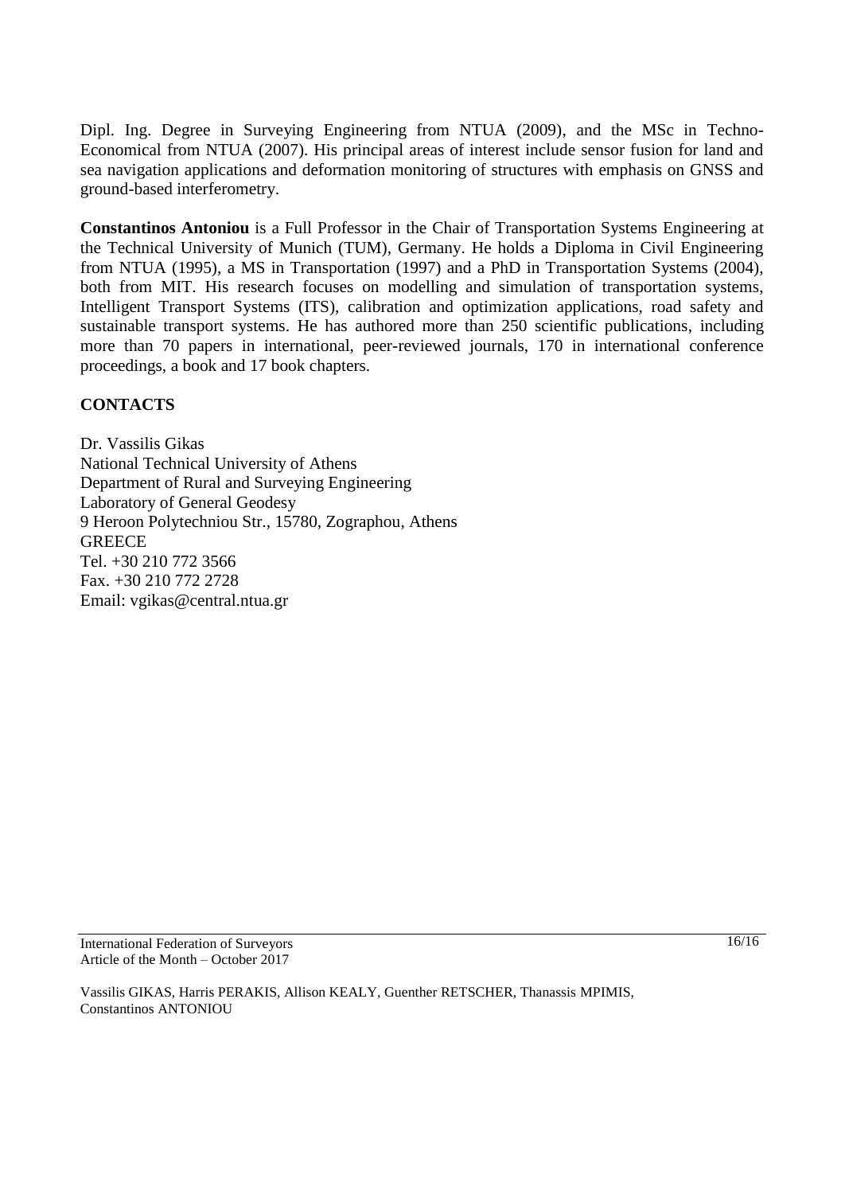Dipl. Ing. Degree in Surveying Engineering from NTUA (2009), and the MSc in Techno-Economical from NTUA (2007). His principal areas of interest include sensor fusion for land and sea navigation applications and deformation monitoring of structures with emphasis on GNSS and ground-based interferometry.

**Constantinos Antoniou** is a Full Professor in the Chair of Transportation Systems Engineering at the Technical University of Munich (TUM), Germany. He holds a Diploma in Civil Engineering from NTUA (1995), a MS in Transportation (1997) and a PhD in Transportation Systems (2004), both from MIT. His research focuses on modelling and simulation of transportation systems, Intelligent Transport Systems (ITS), calibration and optimization applications, road safety and sustainable transport systems. He has authored more than 250 scientific publications, including more than 70 papers in international, peer-reviewed journals, 170 in international conference proceedings, a book and 17 book chapters.

## CONTACTS

Dr. Vassilis Gikas  
National Technical University of Athens  
Department of Rural and Surveying Engineering  
Laboratory of General Geodesy  
9 Heroon Polytechniou Str., 15780, Zographou, Athens  
GREECE  
Tel. +30 210 772 3566  
Fax. +30 210 772 2728  
Email: vgikas@central.ntua.gr